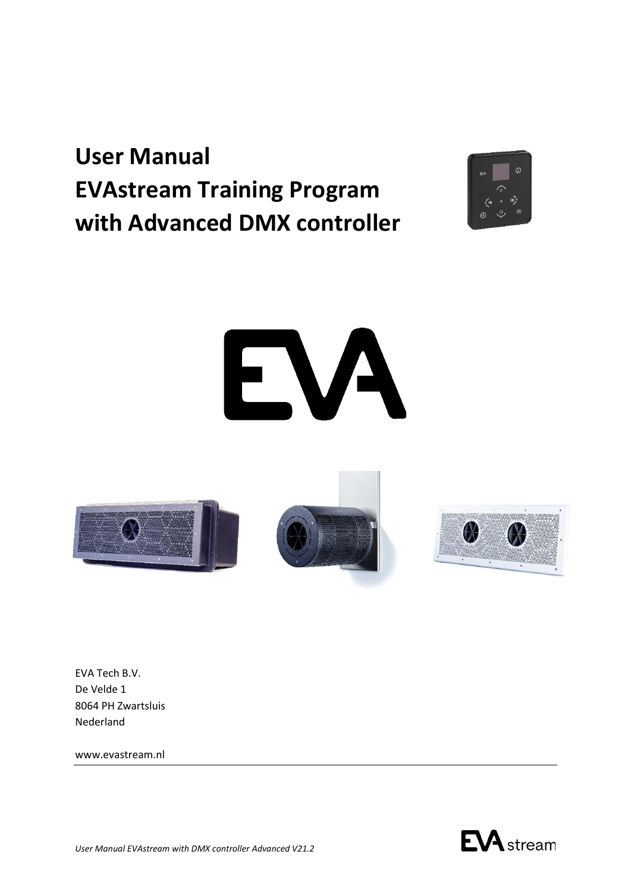# User Manual
# EVAstream Training Program
# with Advanced DMX controller

EVA Tech B.V.
De Velde 1
8064 PH Zwartsluis
Nederland

www.evastream.nl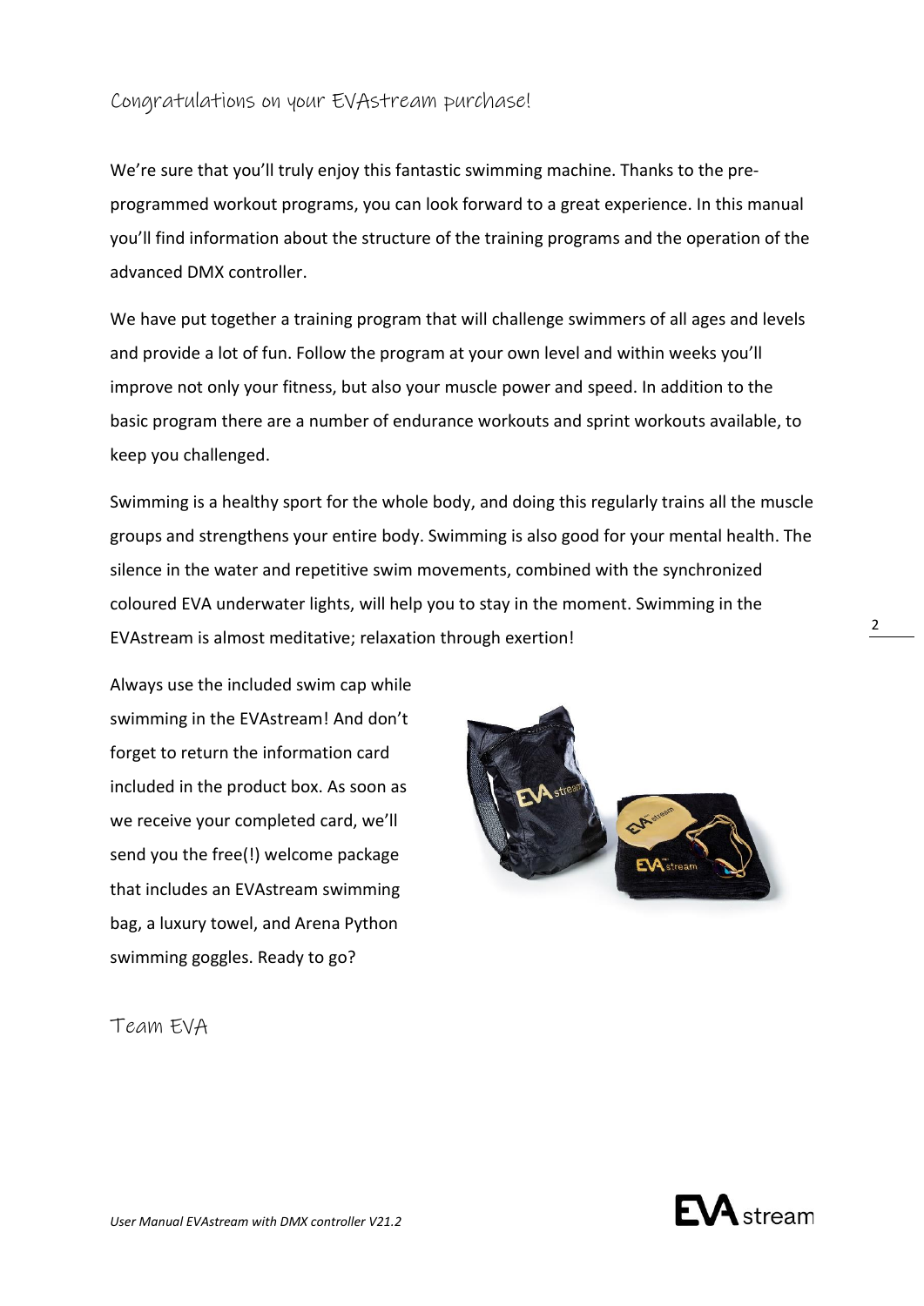## Congratulations on your EVAstream purchase!

We're sure that you'll truly enjoy this fantastic swimming machine. Thanks to the pre-programmed workout programs, you can look forward to a great experience. In this manual you'll find information about the structure of the training programs and the operation of the advanced DMX controller.

We have put together a training program that will challenge swimmers of all ages and levels and provide a lot of fun. Follow the program at your own level and within weeks you'll improve not only your fitness, but also your muscle power and speed. In addition to the basic program there are a number of endurance workouts and sprint workouts available, to keep you challenged.

Swimming is a healthy sport for the whole body, and doing this regularly trains all the muscle groups and strengthens your entire body. Swimming is also good for your mental health. The silence in the water and repetitive swim movements, combined with the synchronized coloured EVA underwater lights, will help you to stay in the moment. Swimming in the EVAstream is almost meditative; relaxation through exertion!

Always use the included swim cap while swimming in the EVAstream! And don't forget to return the information card included in the product box. As soon as we receive your completed card, we'll send you the free(!) welcome package that includes an EVAstream swimming bag, a luxury towel, and Arena Python swimming goggles. Ready to go?

Team EVA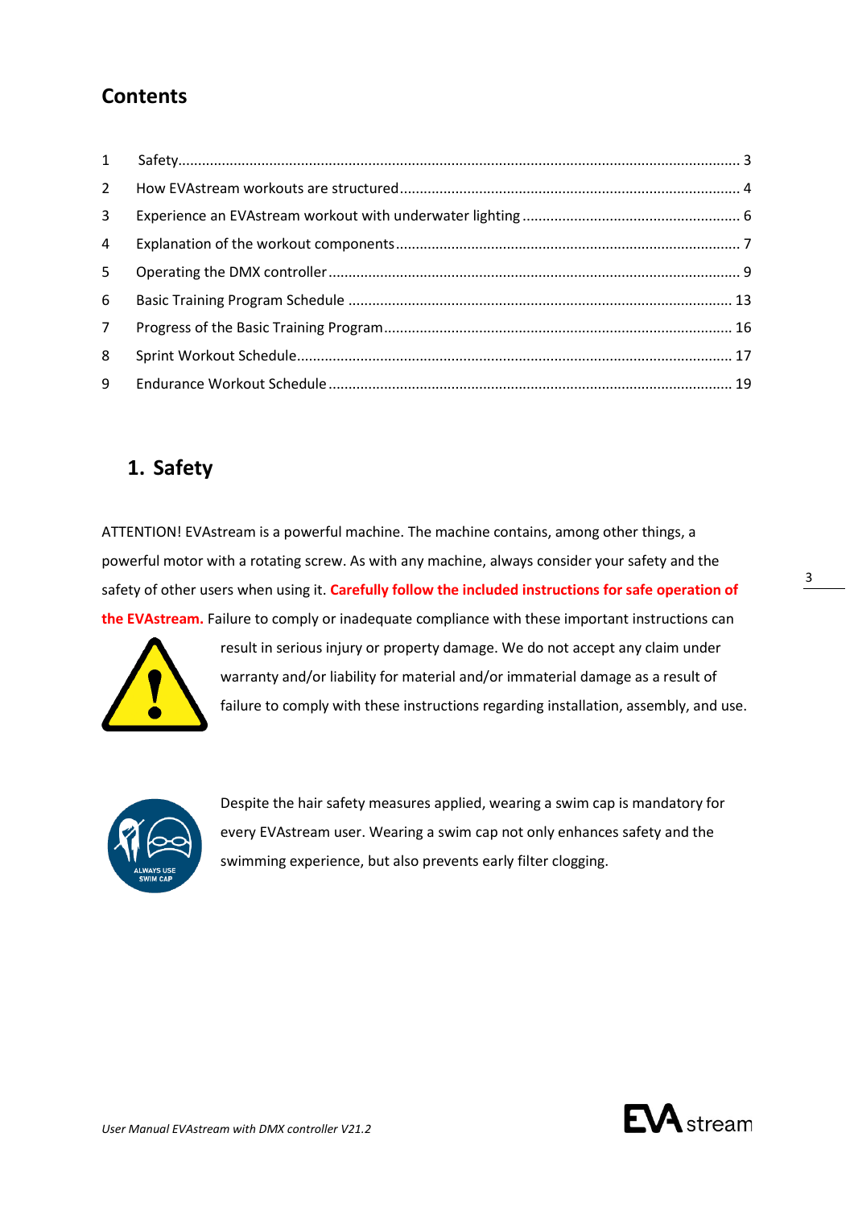## Contents

| | | |
|---|---|---|
| 1 | Safety | 3 |
| 2 | How EVAstream workouts are structured | 4 |
| 3 | Experience an EVAstream workout with underwater lighting | 6 |
| 4 | Explanation of the workout components | 7 |
| 5 | Operating the DMX controller | 9 |
| 6 | Basic Training Program Schedule | 13 |
| 7 | Progress of the Basic Training Program | 16 |
| 8 | Sprint Workout Schedule | 17 |
| 9 | Endurance Workout Schedule | 19 |

# 1. Safety

ATTENTION! EVAstream is a powerful machine. The machine contains, among other things, a powerful motor with a rotating screw. As with any machine, always consider your safety and the safety of other users when using it. **Carefully follow the included instructions for safe operation of the EVAstream.** Failure to comply or inadequate compliance with these important instructions can result in serious injury or property damage. We do not accept any claim under warranty and/or liability for material and/or immaterial damage as a result of failure to comply with these instructions regarding installation, assembly, and use.

Despite the hair safety measures applied, wearing a swim cap is mandatory for every EVAstream user. Wearing a swim cap not only enhances safety and the swimming experience, but also prevents early filter clogging.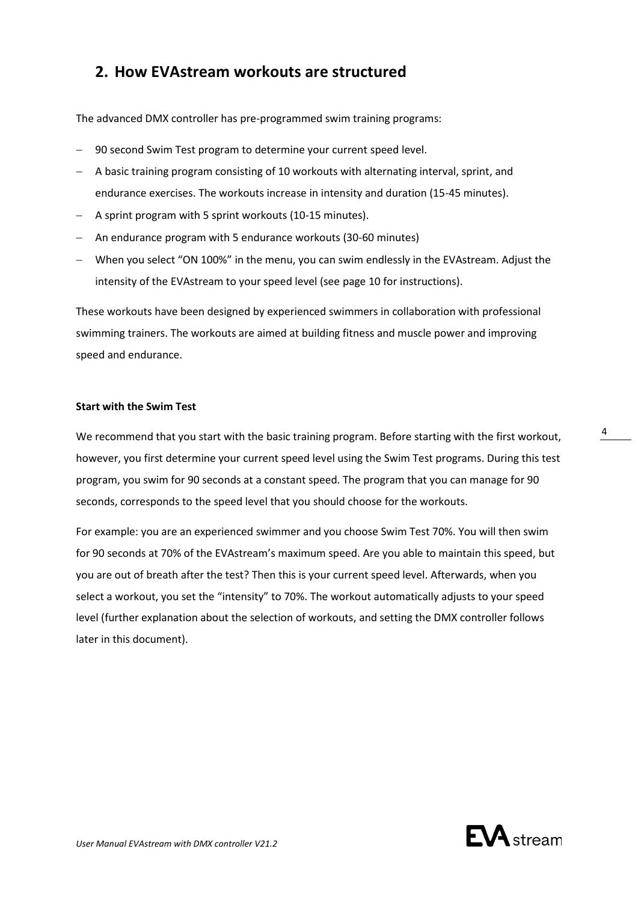## 2. How EVAstream workouts are structured

The advanced DMX controller has pre-programmed swim training programs:

- 90 second Swim Test program to determine your current speed level.
- A basic training program consisting of 10 workouts with alternating interval, sprint, and endurance exercises. The workouts increase in intensity and duration (15-45 minutes).
- A sprint program with 5 sprint workouts (10-15 minutes).
- An endurance program with 5 endurance workouts (30-60 minutes)
- When you select “ON 100%” in the menu, you can swim endlessly in the EVAstream. Adjust the intensity of the EVAstream to your speed level (see page 10 for instructions).

These workouts have been designed by experienced swimmers in collaboration with professional swimming trainers. The workouts are aimed at building fitness and muscle power and improving speed and endurance.

**Start with the Swim Test**

We recommend that you start with the basic training program. Before starting with the first workout, however, you first determine your current speed level using the Swim Test programs. During this test program, you swim for 90 seconds at a constant speed. The program that you can manage for 90 seconds, corresponds to the speed level that you should choose for the workouts.

For example: you are an experienced swimmer and you choose Swim Test 70%. You will then swim for 90 seconds at 70% of the EVAstream’s maximum speed. Are you able to maintain this speed, but you are out of breath after the test? Then this is your current speed level. Afterwards, when you select a workout, you set the “intensity” to 70%. The workout automatically adjusts to your speed level (further explanation about the selection of workouts, and setting the DMX controller follows later in this document).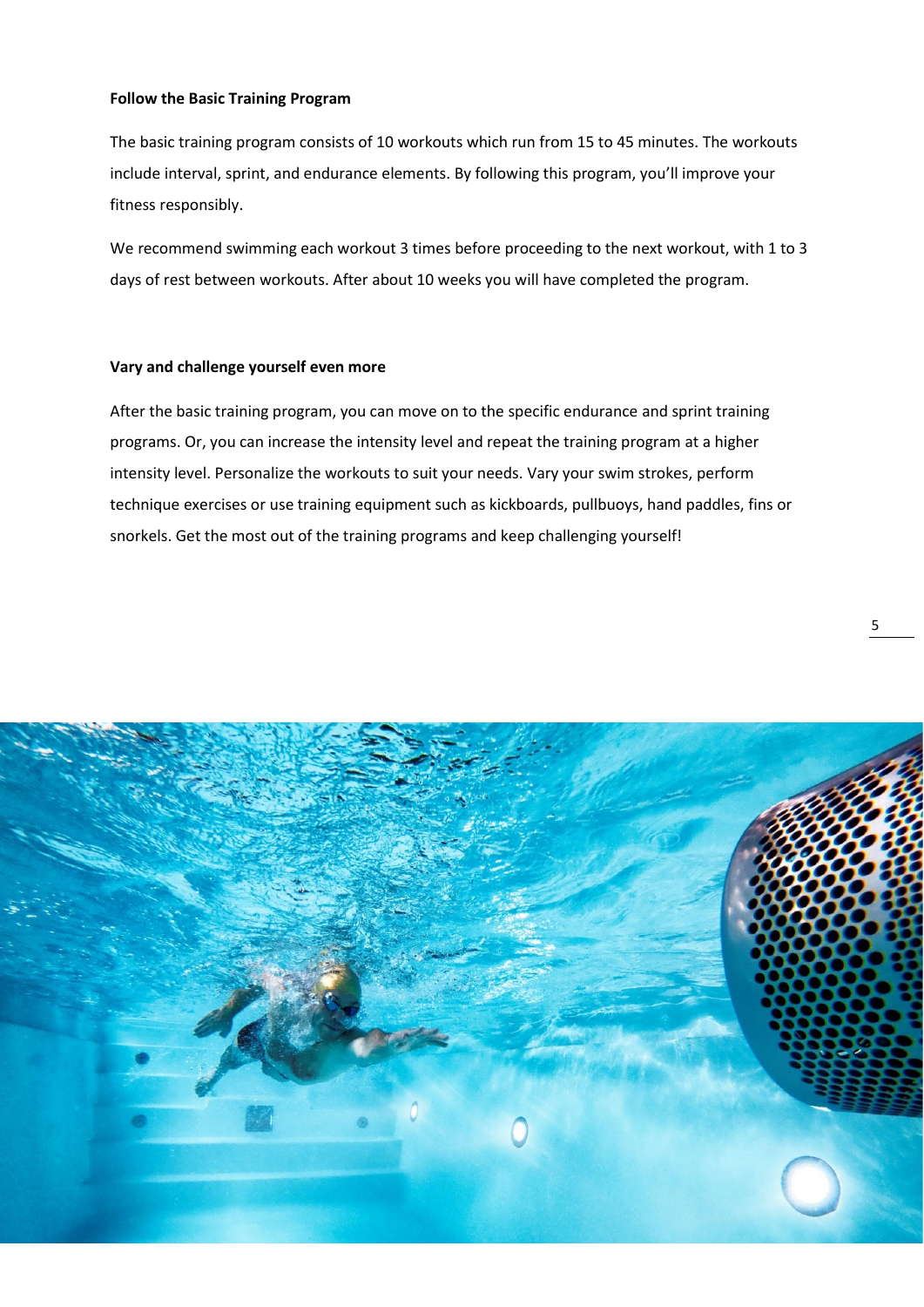**Follow the Basic Training Program**

The basic training program consists of 10 workouts which run from 15 to 45 minutes. The workouts include interval, sprint, and endurance elements. By following this program, you'll improve your fitness responsibly.

We recommend swimming each workout 3 times before proceeding to the next workout, with 1 to 3 days of rest between workouts. After about 10 weeks you will have completed the program.

**Vary and challenge yourself even more**

After the basic training program, you can move on to the specific endurance and sprint training programs. Or, you can increase the intensity level and repeat the training program at a higher intensity level. Personalize the workouts to suit your needs. Vary your swim strokes, perform technique exercises or use training equipment such as kickboards, pullbuoys, hand paddles, fins or snorkels. Get the most out of the training programs and keep challenging yourself!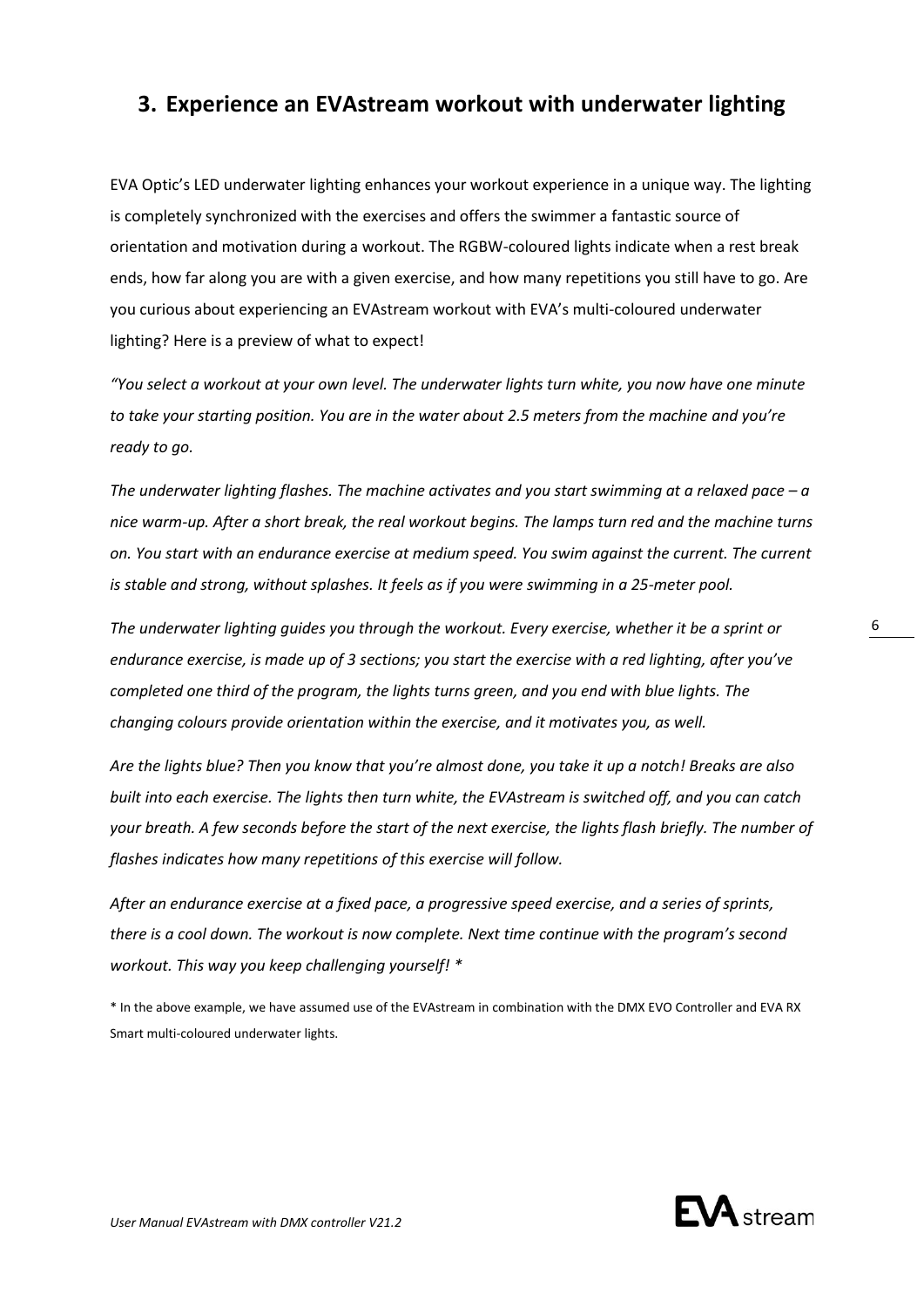## 3. Experience an EVAstream workout with underwater lighting

EVA Optic's LED underwater lighting enhances your workout experience in a unique way. The lighting is completely synchronized with the exercises and offers the swimmer a fantastic source of orientation and motivation during a workout. The RGBW-coloured lights indicate when a rest break ends, how far along you are with a given exercise, and how many repetitions you still have to go. Are you curious about experiencing an EVAstream workout with EVA's multi-coloured underwater lighting? Here is a preview of what to expect!

*"You select a workout at your own level. The underwater lights turn white, you now have one minute to take your starting position. You are in the water about 2.5 meters from the machine and you're ready to go.*

*The underwater lighting flashes. The machine activates and you start swimming at a relaxed pace – a nice warm-up. After a short break, the real workout begins. The lamps turn red and the machine turns on. You start with an endurance exercise at medium speed. You swim against the current. The current is stable and strong, without splashes. It feels as if you were swimming in a 25-meter pool.*

*The underwater lighting guides you through the workout. Every exercise, whether it be a sprint or endurance exercise, is made up of 3 sections; you start the exercise with a red lighting, after you've completed one third of the program, the lights turns green, and you end with blue lights. The changing colours provide orientation within the exercise, and it motivates you, as well.*

*Are the lights blue? Then you know that you're almost done, you take it up a notch! Breaks are also built into each exercise. The lights then turn white, the EVAstream is switched off, and you can catch your breath. A few seconds before the start of the next exercise, the lights flash briefly. The number of flashes indicates how many repetitions of this exercise will follow.*

*After an endurance exercise at a fixed pace, a progressive speed exercise, and a series of sprints, there is a cool down. The workout is now complete. Next time continue with the program's second workout. This way you keep challenging yourself! **

* In the above example, we have assumed use of the EVAstream in combination with the DMX EVO Controller and EVA RX Smart multi-coloured underwater lights.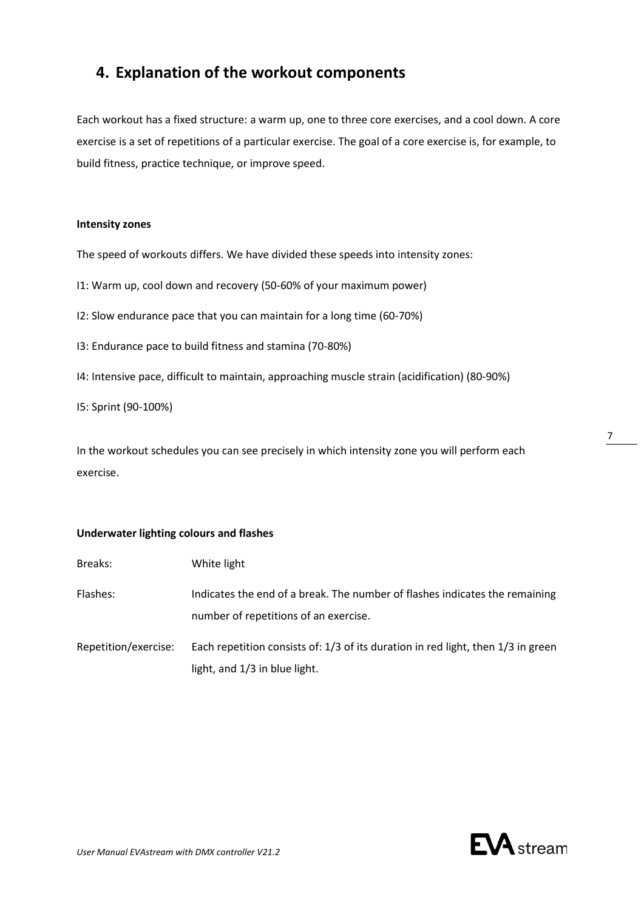## 4. Explanation of the workout components

Each workout has a fixed structure: a warm up, one to three core exercises, and a cool down. A core exercise is a set of repetitions of a particular exercise. The goal of a core exercise is, for example, to build fitness, practice technique, or improve speed.

**Intensity zones**

The speed of workouts differs. We have divided these speeds into intensity zones:

I1: Warm up, cool down and recovery (50-60% of your maximum power)

I2: Slow endurance pace that you can maintain for a long time (60-70%)

I3: Endurance pace to build fitness and stamina (70-80%)

I4: Intensive pace, difficult to maintain, approaching muscle strain (acidification) (80-90%)

I5: Sprint (90-100%)

In the workout schedules you can see precisely in which intensity zone you will perform each exercise.

**Underwater lighting colours and flashes**

| | |
|---|---|
| Breaks: | White light |
| Flashes: | Indicates the end of a break. The number of flashes indicates the remaining number of repetitions of an exercise. |
| Repetition/exercise: | Each repetition consists of: 1/3 of its duration in red light, then 1/3 in green light, and 1/3 in blue light. |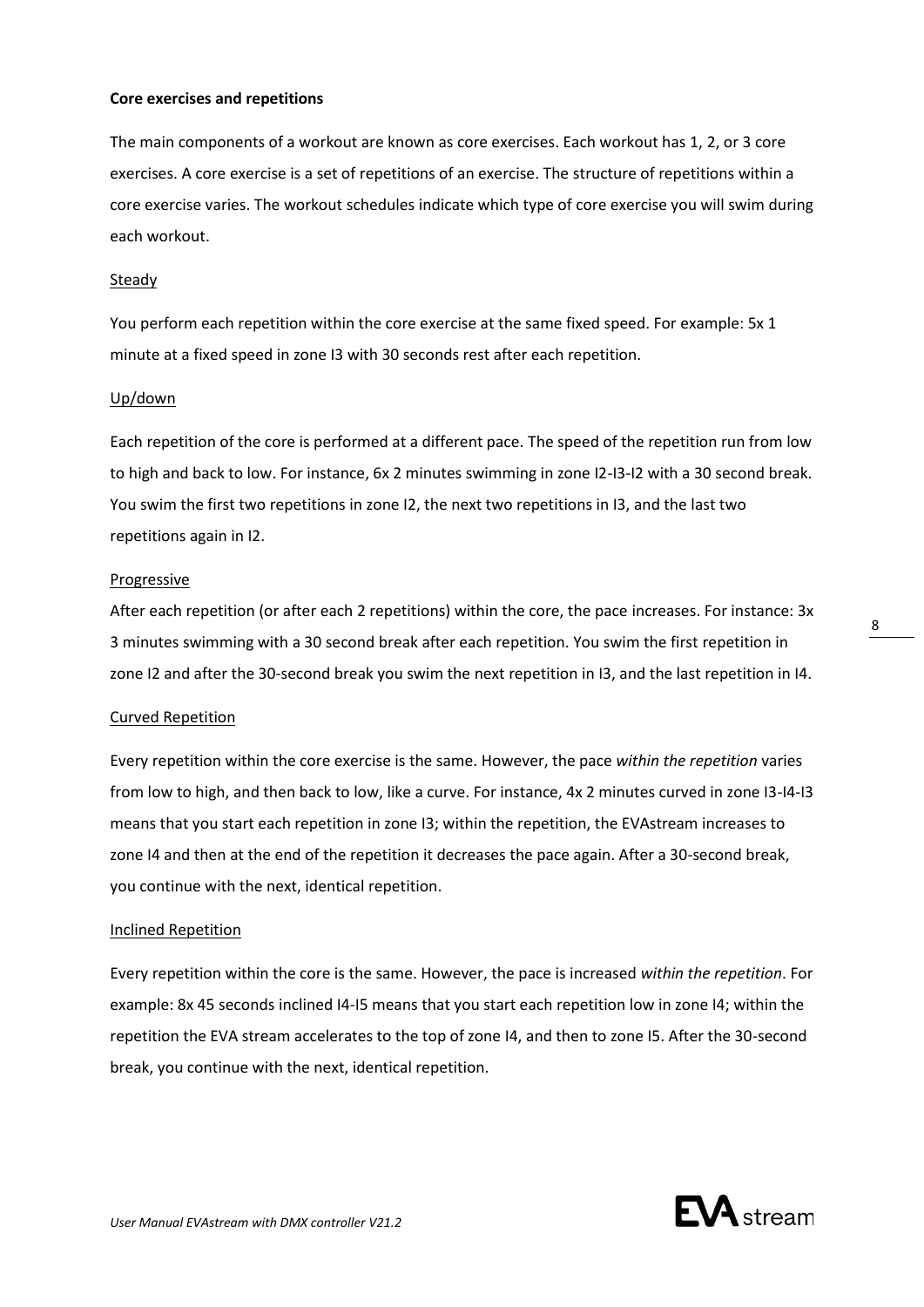**Core exercises and repetitions**

The main components of a workout are known as core exercises. Each workout has 1, 2, or 3 core exercises. A core exercise is a set of repetitions of an exercise. The structure of repetitions within a core exercise varies. The workout schedules indicate which type of core exercise you will swim during each workout.

Steady

You perform each repetition within the core exercise at the same fixed speed. For example: 5x 1 minute at a fixed speed in zone I3 with 30 seconds rest after each repetition.

Up/down

Each repetition of the core is performed at a different pace. The speed of the repetition run from low to high and back to low. For instance, 6x 2 minutes swimming in zone I2-I3-I2 with a 30 second break. You swim the first two repetitions in zone I2, the next two repetitions in I3, and the last two repetitions again in I2.

Progressive

After each repetition (or after each 2 repetitions) within the core, the pace increases. For instance: 3x 3 minutes swimming with a 30 second break after each repetition. You swim the first repetition in zone I2 and after the 30-second break you swim the next repetition in I3, and the last repetition in I4.

Curved Repetition

Every repetition within the core exercise is the same. However, the pace *within the repetition* varies from low to high, and then back to low, like a curve. For instance, 4x 2 minutes curved in zone I3-I4-I3 means that you start each repetition in zone I3; within the repetition, the EVAstream increases to zone I4 and then at the end of the repetition it decreases the pace again. After a 30-second break, you continue with the next, identical repetition.

Inclined Repetition

Every repetition within the core is the same. However, the pace is increased *within the repetition*. For example: 8x 45 seconds inclined I4-I5 means that you start each repetition low in zone I4; within the repetition the EVA stream accelerates to the top of zone I4, and then to zone I5. After the 30-second break, you continue with the next, identical repetition.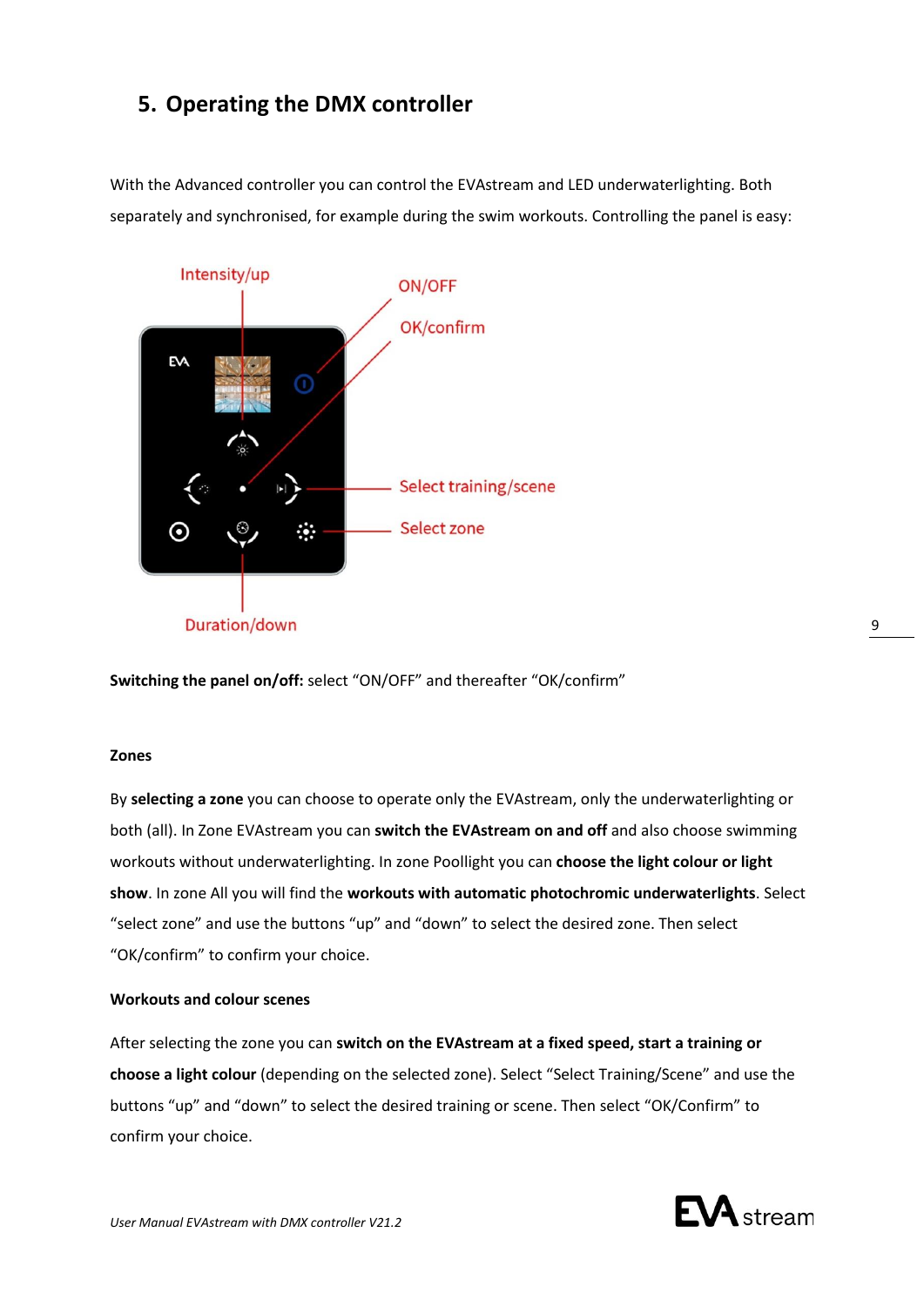## 5. Operating the DMX controller

With the Advanced controller you can control the EVAstream and LED underwaterlighting. Both separately and synchronised, for example during the swim workouts. Controlling the panel is easy:

Intensity/up

ON/OFF

OK/confirm

Select training/scene

Select zone

Duration/down

**Switching the panel on/off:** select "ON/OFF" and thereafter "OK/confirm"

**Zones**

By **selecting a zone** you can choose to operate only the EVAstream, only the underwaterlighting or both (all). In Zone EVAstream you can **switch the EVAstream on and off** and also choose swimming workouts without underwaterlighting. In zone Poollight you can **choose the light colour or light show**. In zone All you will find the **workouts with automatic photochromic underwaterlights**. Select "select zone" and use the buttons "up" and "down" to select the desired zone. Then select "OK/confirm" to confirm your choice.

**Workouts and colour scenes**

After selecting the zone you can **switch on the EVAstream at a fixed speed, start a training or choose a light colour** (depending on the selected zone). Select "Select Training/Scene" and use the buttons "up" and "down" to select the desired training or scene. Then select "OK/Confirm" to confirm your choice.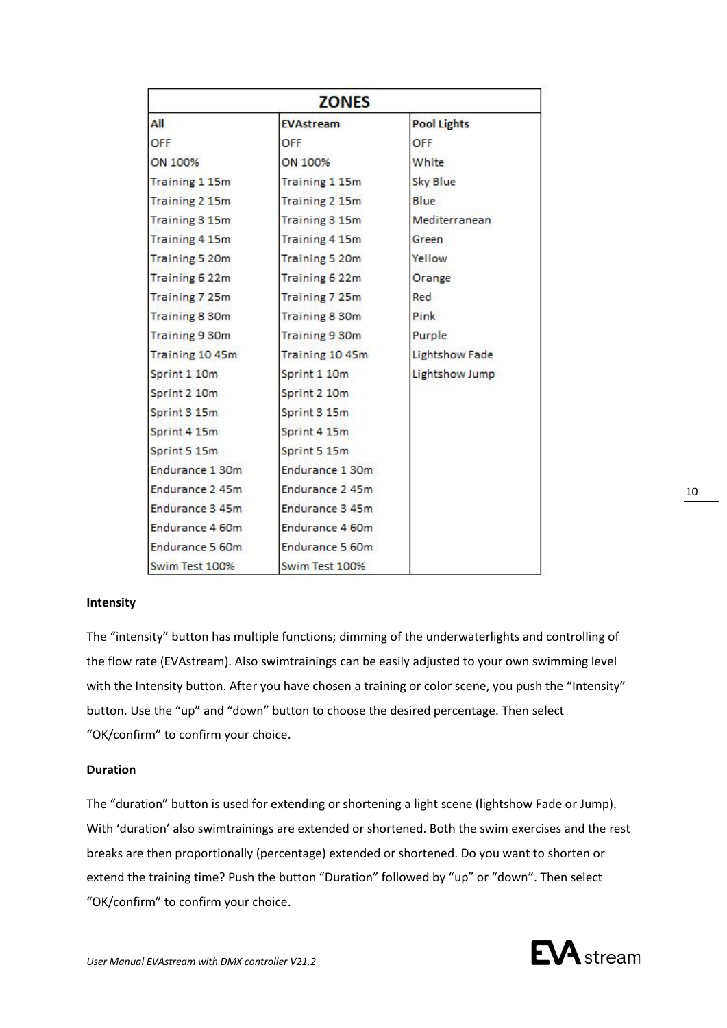| ZONES | | |
|---|---|---|
| **All** | **EVAstream** | **Pool Lights** |
| OFF | OFF | OFF |
| ON 100% | ON 100% | White |
| Training 1 15m | Training 1 15m | Sky Blue |
| Training 2 15m | Training 2 15m | Blue |
| Training 3 15m | Training 3 15m | Mediterranean |
| Training 4 15m | Training 4 15m | Green |
| Training 5 20m | Training 5 20m | Yellow |
| Training 6 22m | Training 6 22m | Orange |
| Training 7 25m | Training 7 25m | Red |
| Training 8 30m | Training 8 30m | Pink |
| Training 9 30m | Training 9 30m | Purple |
| Training 10 45m | Training 10 45m | Lightshow Fade |
| Sprint 1 10m | Sprint 1 10m | Lightshow Jump |
| Sprint 2 10m | Sprint 2 10m | |
| Sprint 3 15m | Sprint 3 15m | |
| Sprint 4 15m | Sprint 4 15m | |
| Sprint 5 15m | Sprint 5 15m | |
| Endurance 1 30m | Endurance 1 30m | |
| Endurance 2 45m | Endurance 2 45m | |
| Endurance 3 45m | Endurance 3 45m | |
| Endurance 4 60m | Endurance 4 60m | |
| Endurance 5 60m | Endurance 5 60m | |
| Swim Test 100% | Swim Test 100% | |

**Intensity**

The "intensity" button has multiple functions; dimming of the underwaterlights and controlling of the flow rate (EVAstream). Also swimtrainings can be easily adjusted to your own swimming level with the Intensity button. After you have chosen a training or color scene, you push the "Intensity" button. Use the "up" and "down" button to choose the desired percentage. Then select "OK/confirm" to confirm your choice.

**Duration**

The "duration" button is used for extending or shortening a light scene (lightshow Fade or Jump). With 'duration' also swimtrainings are extended or shortened. Both the swim exercises and the rest breaks are then proportionally (percentage) extended or shortened. Do you want to shorten or extend the training time? Push the button "Duration" followed by "up" or "down". Then select "OK/confirm" to confirm your choice.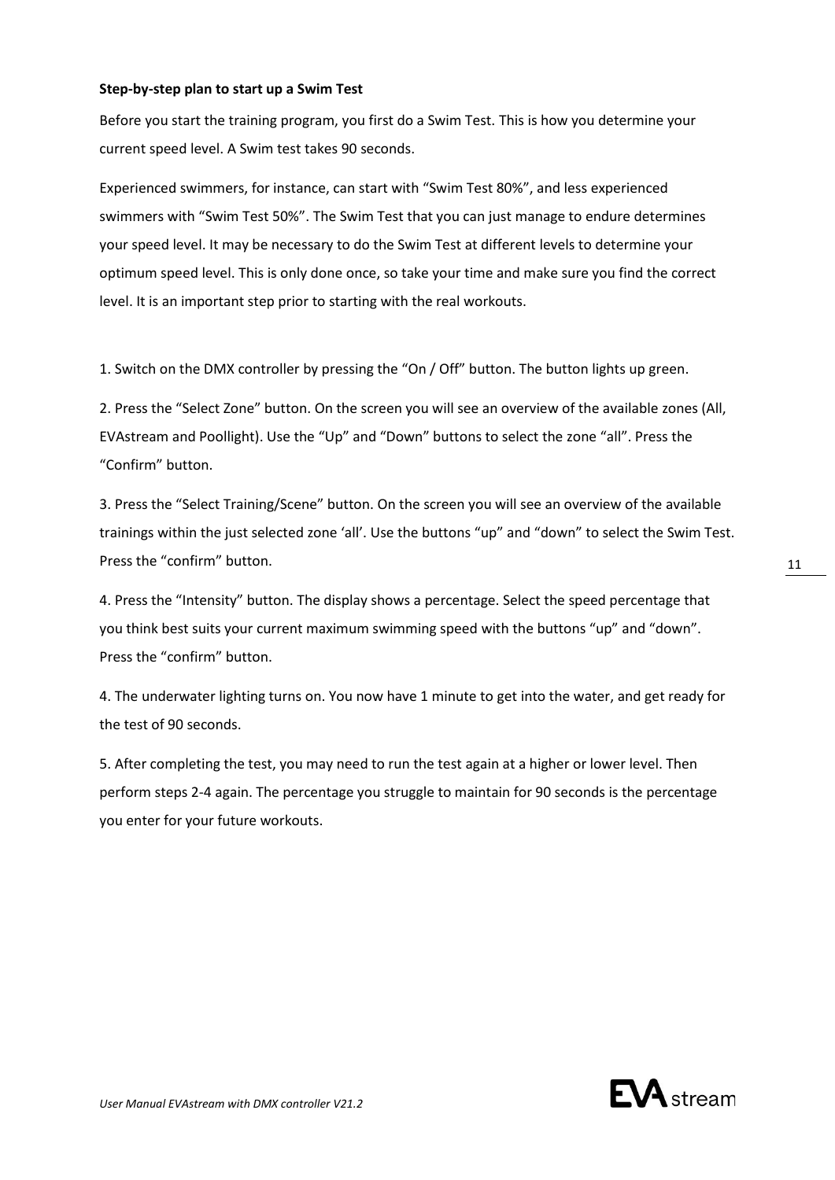**Step-by-step plan to start up a Swim Test**

Before you start the training program, you first do a Swim Test. This is how you determine your current speed level. A Swim test takes 90 seconds.

Experienced swimmers, for instance, can start with “Swim Test 80%”, and less experienced swimmers with “Swim Test 50%”. The Swim Test that you can just manage to endure determines your speed level. It may be necessary to do the Swim Test at different levels to determine your optimum speed level. This is only done once, so take your time and make sure you find the correct level. It is an important step prior to starting with the real workouts.

1. Switch on the DMX controller by pressing the “On / Off” button. The button lights up green.

2. Press the “Select Zone” button. On the screen you will see an overview of the available zones (All, EVAstream and Poollight). Use the “Up” and “Down” buttons to select the zone “all”. Press the “Confirm” button.

3. Press the “Select Training/Scene” button. On the screen you will see an overview of the available trainings within the just selected zone ‘all’. Use the buttons “up” and “down” to select the Swim Test. Press the “confirm” button.

4. Press the “Intensity” button. The display shows a percentage. Select the speed percentage that you think best suits your current maximum swimming speed with the buttons “up” and “down”. Press the “confirm” button.

4. The underwater lighting turns on. You now have 1 minute to get into the water, and get ready for the test of 90 seconds.

5. After completing the test, you may need to run the test again at a higher or lower level. Then perform steps 2-4 again. The percentage you struggle to maintain for 90 seconds is the percentage you enter for your future workouts.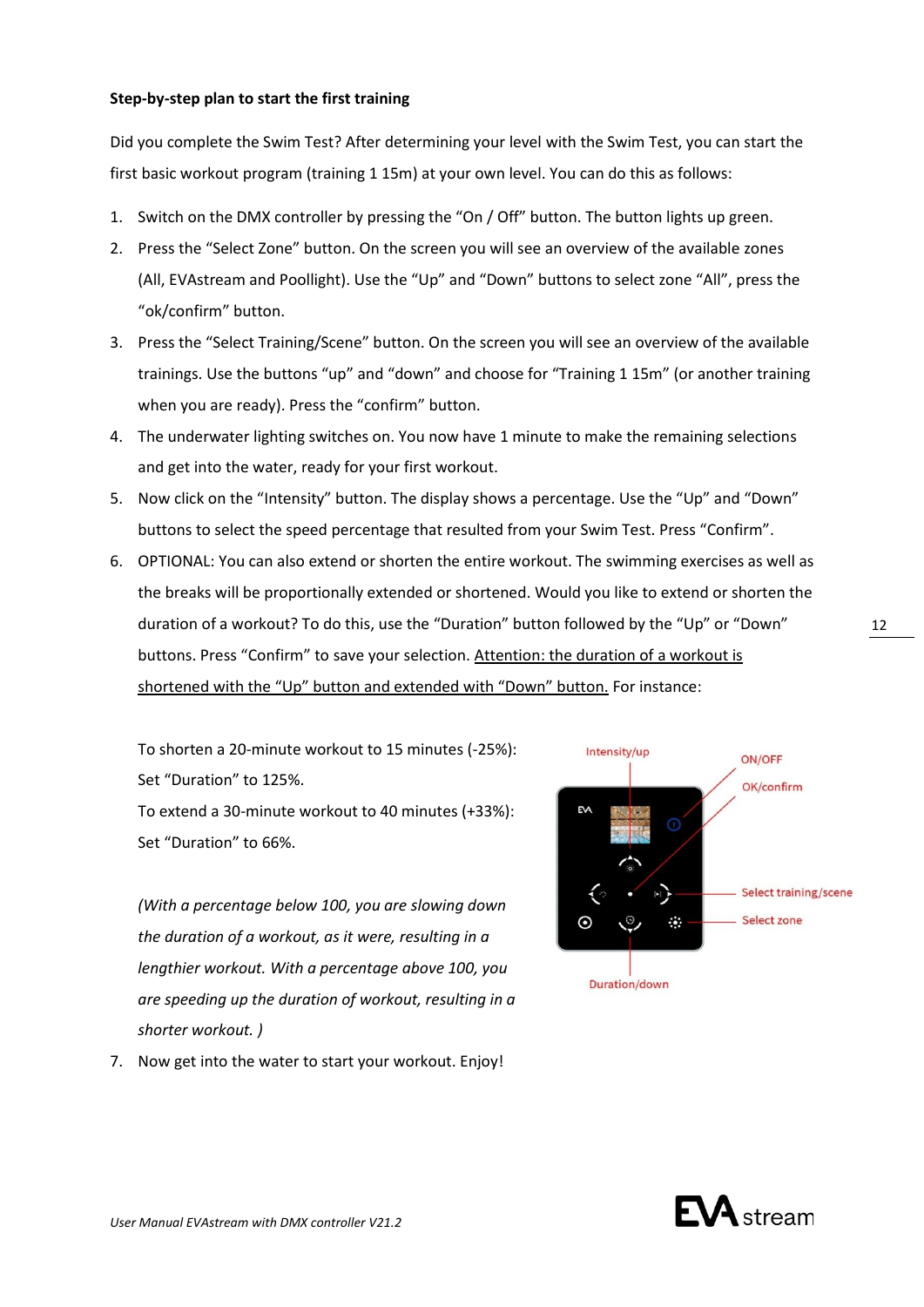**Step-by-step plan to start the first training**

Did you complete the Swim Test? After determining your level with the Swim Test, you can start the first basic workout program (training 1 15m) at your own level. You can do this as follows:

1. Switch on the DMX controller by pressing the "On / Off" button. The button lights up green.
2. Press the "Select Zone" button. On the screen you will see an overview of the available zones (All, EVAstream and Poollight). Use the "Up" and "Down" buttons to select zone "All", press the "ok/confirm" button.
3. Press the "Select Training/Scene" button. On the screen you will see an overview of the available trainings. Use the buttons "up" and "down" and choose for "Training 1 15m" (or another training when you are ready). Press the "confirm" button.
4. The underwater lighting switches on. You now have 1 minute to make the remaining selections and get into the water, ready for your first workout.
5. Now click on the "Intensity" button. The display shows a percentage. Use the "Up" and "Down" buttons to select the speed percentage that resulted from your Swim Test. Press "Confirm".
6. OPTIONAL: You can also extend or shorten the entire workout. The swimming exercises as well as the breaks will be proportionally extended or shortened. Would you like to extend or shorten the duration of a workout? To do this, use the "Duration" button followed by the "Up" or "Down" buttons. Press "Confirm" to save your selection. <u>Attention: the duration of a workout is shortened with the "Up" button and extended with "Down" button.</u> For instance:

   To shorten a 20-minute workout to 15 minutes (-25%):
   Set "Duration" to 125%.
   To extend a 30-minute workout to 40 minutes (+33%):
   Set "Duration" to 66%.

   *(With a percentage below 100, you are slowing down the duration of a workout, as it were, resulting in a lengthier workout. With a percentage above 100, you are speeding up the duration of workout, resulting in a shorter workout. )*

   Intensity/up
   ON/OFF
   OK/confirm
   Select training/scene
   Select zone
   Duration/down

7. Now get into the water to start your workout. Enjoy!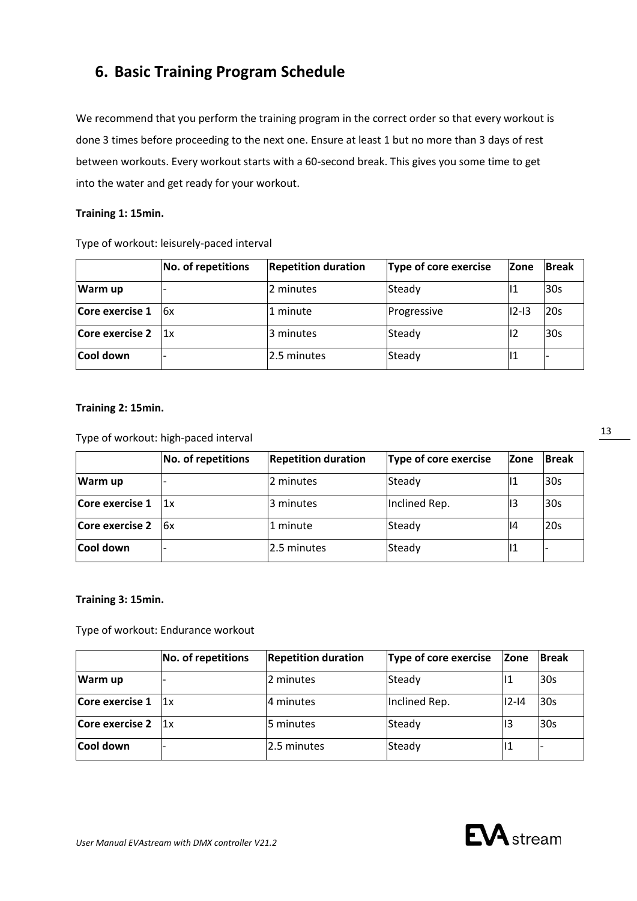## 6. Basic Training Program Schedule

We recommend that you perform the training program in the correct order so that every workout is done 3 times before proceeding to the next one. Ensure at least 1 but no more than 3 days of rest between workouts. Every workout starts with a 60-second break. This gives you some time to get into the water and get ready for your workout.

**Training 1: 15min.**

Type of workout: leisurely-paced interval

| | No. of repetitions | Repetition duration | Type of core exercise | Zone | Break |
|---|---|---|---|---|---|
| **Warm up** | - | 2 minutes | Steady | I1 | 30s |
| **Core exercise 1** | 6x | 1 minute | Progressive | I2-I3 | 20s |
| **Core exercise 2** | 1x | 3 minutes | Steady | I2 | 30s |
| **Cool down** | - | 2.5 minutes | Steady | I1 | - |

**Training 2: 15min.**

Type of workout: high-paced interval

| | No. of repetitions | Repetition duration | Type of core exercise | Zone | Break |
|---|---|---|---|---|---|
| **Warm up** | - | 2 minutes | Steady | I1 | 30s |
| **Core exercise 1** | 1x | 3 minutes | Inclined Rep. | I3 | 30s |
| **Core exercise 2** | 6x | 1 minute | Steady | I4 | 20s |
| **Cool down** | - | 2.5 minutes | Steady | I1 | - |

**Training 3: 15min.**

Type of workout: Endurance workout

| | No. of repetitions | Repetition duration | Type of core exercise | Zone | Break |
|---|---|---|---|---|---|
| **Warm up** | - | 2 minutes | Steady | I1 | 30s |
| **Core exercise 1** | 1x | 4 minutes | Inclined Rep. | I2-I4 | 30s |
| **Core exercise 2** | 1x | 5 minutes | Steady | I3 | 30s |
| **Cool down** | - | 2.5 minutes | Steady | I1 | - |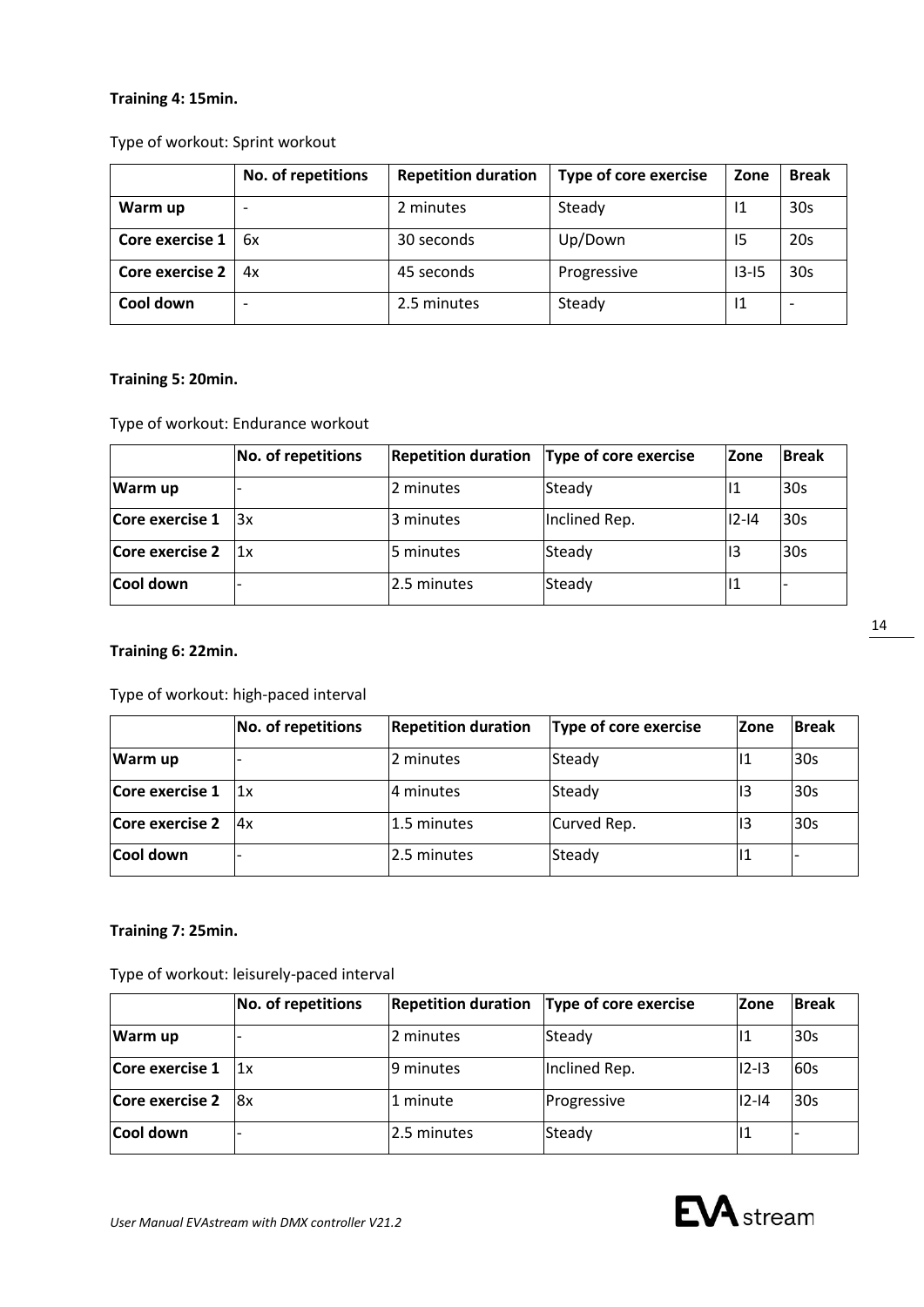**Training 4: 15min.**

Type of workout: Sprint workout

| | No. of repetitions | Repetition duration | Type of core exercise | Zone | Break |
|---|---|---|---|---|---|
| **Warm up** | - | 2 minutes | Steady | I1 | 30s |
| **Core exercise 1** | 6x | 30 seconds | Up/Down | I5 | 20s |
| **Core exercise 2** | 4x | 45 seconds | Progressive | I3-I5 | 30s |
| **Cool down** | - | 2.5 minutes | Steady | I1 | - |

**Training 5: 20min.**

Type of workout: Endurance workout

| | No. of repetitions | Repetition duration | Type of core exercise | Zone | Break |
|---|---|---|---|---|---|
| **Warm up** | - | 2 minutes | Steady | I1 | 30s |
| **Core exercise 1** | 3x | 3 minutes | Inclined Rep. | I2-I4 | 30s |
| **Core exercise 2** | 1x | 5 minutes | Steady | I3 | 30s |
| **Cool down** | - | 2.5 minutes | Steady | I1 | - |

**Training 6: 22min.**

Type of workout: high-paced interval

| | No. of repetitions | Repetition duration | Type of core exercise | Zone | Break |
|---|---|---|---|---|---|
| **Warm up** | - | 2 minutes | Steady | I1 | 30s |
| **Core exercise 1** | 1x | 4 minutes | Steady | I3 | 30s |
| **Core exercise 2** | 4x | 1.5 minutes | Curved Rep. | I3 | 30s |
| **Cool down** | - | 2.5 minutes | Steady | I1 | - |

**Training 7: 25min.**

Type of workout: leisurely-paced interval

| | No. of repetitions | Repetition duration | Type of core exercise | Zone | Break |
|---|---|---|---|---|---|
| **Warm up** | - | 2 minutes | Steady | I1 | 30s |
| **Core exercise 1** | 1x | 9 minutes | Inclined Rep. | I2-I3 | 60s |
| **Core exercise 2** | 8x | 1 minute | Progressive | I2-I4 | 30s |
| **Cool down** | - | 2.5 minutes | Steady | I1 | - |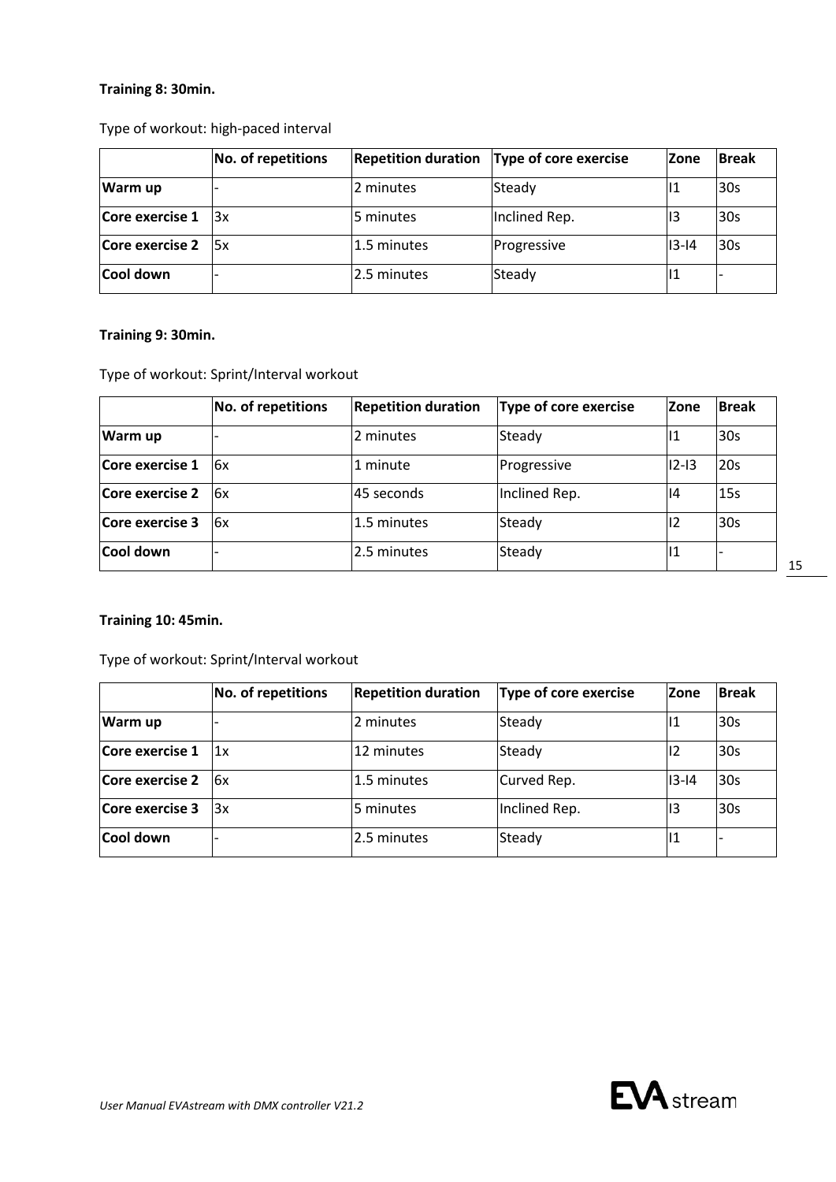**Training 8: 30min.**

Type of workout: high-paced interval

| | No. of repetitions | Repetition duration | Type of core exercise | Zone | Break |
|---|---|---|---|---|---|
| **Warm up** | - | 2 minutes | Steady | I1 | 30s |
| **Core exercise 1** | 3x | 5 minutes | Inclined Rep. | I3 | 30s |
| **Core exercise 2** | 5x | 1.5 minutes | Progressive | I3-I4 | 30s |
| **Cool down** | - | 2.5 minutes | Steady | I1 | - |

**Training 9: 30min.**

Type of workout: Sprint/Interval workout

| | No. of repetitions | Repetition duration | Type of core exercise | Zone | Break |
|---|---|---|---|---|---|
| **Warm up** | - | 2 minutes | Steady | I1 | 30s |
| **Core exercise 1** | 6x | 1 minute | Progressive | I2-I3 | 20s |
| **Core exercise 2** | 6x | 45 seconds | Inclined Rep. | I4 | 15s |
| **Core exercise 3** | 6x | 1.5 minutes | Steady | I2 | 30s |
| **Cool down** | - | 2.5 minutes | Steady | I1 | - |

**Training 10: 45min.**

Type of workout: Sprint/Interval workout

| | No. of repetitions | Repetition duration | Type of core exercise | Zone | Break |
|---|---|---|---|---|---|
| **Warm up** | - | 2 minutes | Steady | I1 | 30s |
| **Core exercise 1** | 1x | 12 minutes | Steady | I2 | 30s |
| **Core exercise 2** | 6x | 1.5 minutes | Curved Rep. | I3-I4 | 30s |
| **Core exercise 3** | 3x | 5 minutes | Inclined Rep. | I3 | 30s |
| **Cool down** | - | 2.5 minutes | Steady | I1 | - |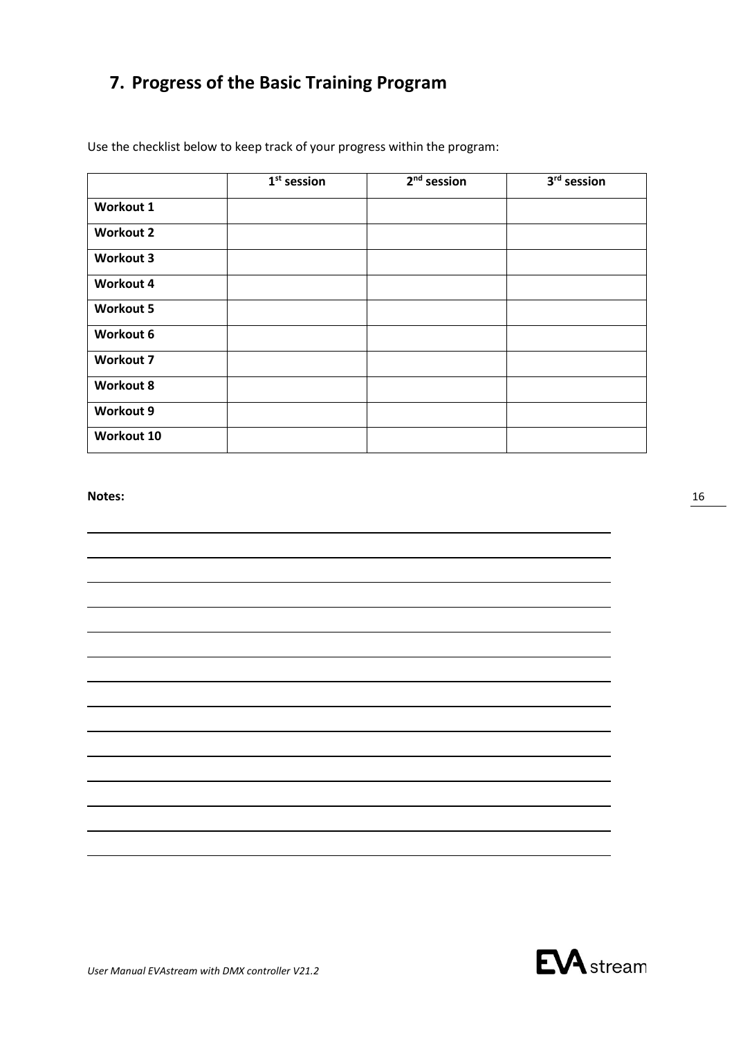## 7. Progress of the Basic Training Program

Use the checklist below to keep track of your progress within the program:

| | 1st session | 2nd session | 3rd session |
|---|---|---|---|
| **Workout 1** | | | |
| **Workout 2** | | | |
| **Workout 3** | | | |
| **Workout 4** | | | |
| **Workout 5** | | | |
| **Workout 6** | | | |
| **Workout 7** | | | |
| **Workout 8** | | | |
| **Workout 9** | | | |
| **Workout 10** | | | |

**Notes:**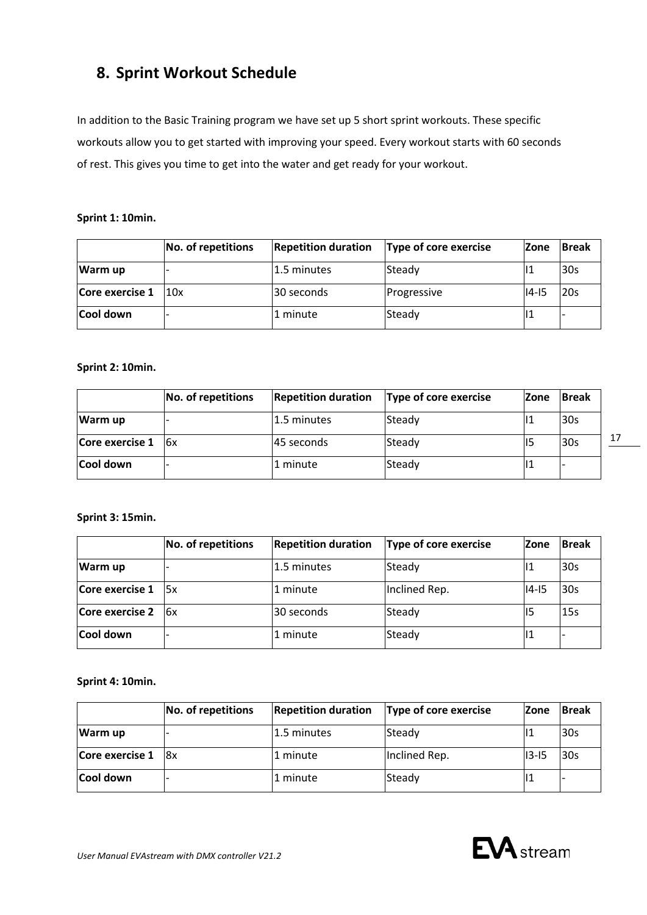## 8. Sprint Workout Schedule

In addition to the Basic Training program we have set up 5 short sprint workouts. These specific workouts allow you to get started with improving your speed. Every workout starts with 60 seconds of rest. This gives you time to get into the water and get ready for your workout.

**Sprint 1: 10min.**

| | No. of repetitions | Repetition duration | Type of core exercise | Zone | Break |
|---|---|---|---|---|---|
| **Warm up** | - | 1.5 minutes | Steady | I1 | 30s |
| **Core exercise 1** | 10x | 30 seconds | Progressive | I4-I5 | 20s |
| **Cool down** | - | 1 minute | Steady | I1 | - |

**Sprint 2: 10min.**

| | No. of repetitions | Repetition duration | Type of core exercise | Zone | Break |
|---|---|---|---|---|---|
| **Warm up** | - | 1.5 minutes | Steady | I1 | 30s |
| **Core exercise 1** | 6x | 45 seconds | Steady | I5 | 30s |
| **Cool down** | - | 1 minute | Steady | I1 | - |

**Sprint 3: 15min.**

| | No. of repetitions | Repetition duration | Type of core exercise | Zone | Break |
|---|---|---|---|---|---|
| **Warm up** | - | 1.5 minutes | Steady | I1 | 30s |
| **Core exercise 1** | 5x | 1 minute | Inclined Rep. | I4-I5 | 30s |
| **Core exercise 2** | 6x | 30 seconds | Steady | I5 | 15s |
| **Cool down** | - | 1 minute | Steady | I1 | - |

**Sprint 4: 10min.**

| | No. of repetitions | Repetition duration | Type of core exercise | Zone | Break |
|---|---|---|---|---|---|
| **Warm up** | - | 1.5 minutes | Steady | I1 | 30s |
| **Core exercise 1** | 8x | 1 minute | Inclined Rep. | I3-I5 | 30s |
| **Cool down** | - | 1 minute | Steady | I1 | - |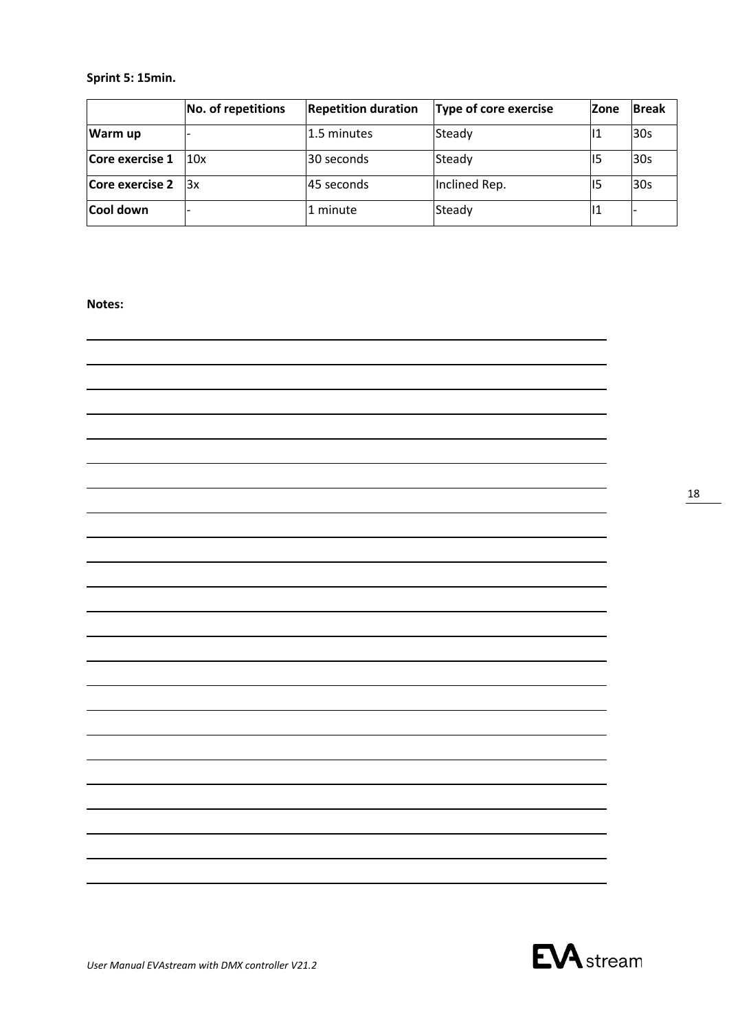**Sprint 5: 15min.**

| | No. of repetitions | Repetition duration | Type of core exercise | Zone | Break |
|---|---|---|---|---|---|
| **Warm up** | - | 1.5 minutes | Steady | I1 | 30s |
| **Core exercise 1** | 10x | 30 seconds | Steady | I5 | 30s |
| **Core exercise 2** | 3x | 45 seconds | Inclined Rep. | I5 | 30s |
| **Cool down** | - | 1 minute | Steady | I1 | - |

**Notes:**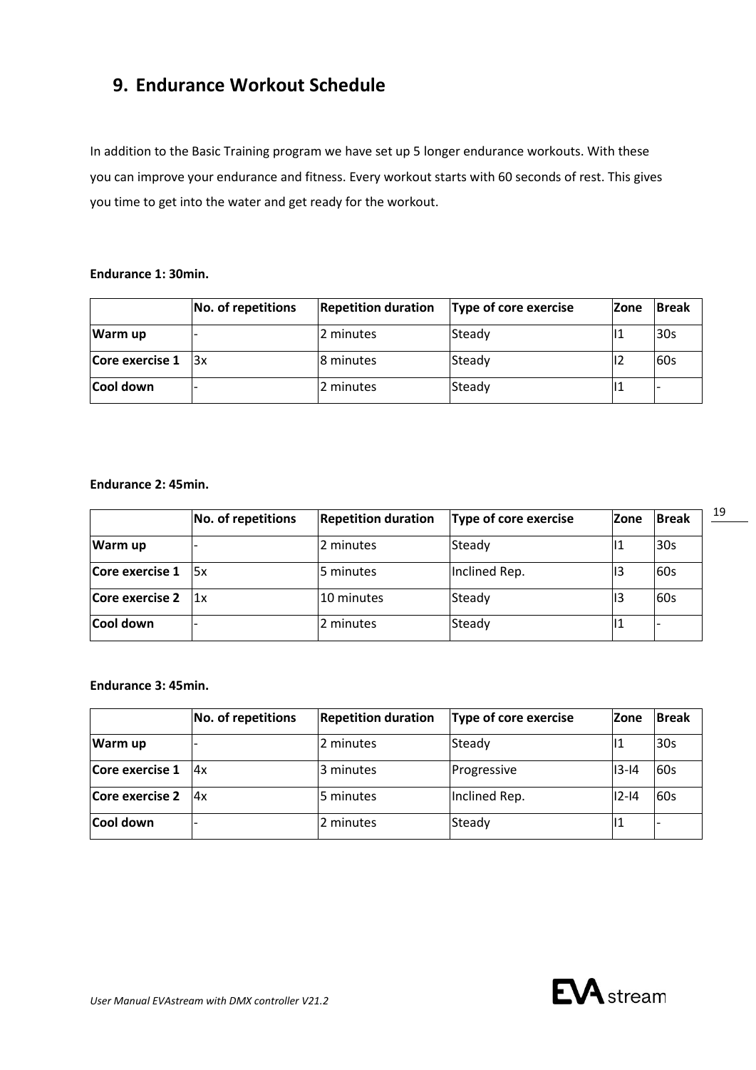## 9. Endurance Workout Schedule

In addition to the Basic Training program we have set up 5 longer endurance workouts. With these you can improve your endurance and fitness. Every workout starts with 60 seconds of rest. This gives you time to get into the water and get ready for the workout.

**Endurance 1: 30min.**

| | No. of repetitions | Repetition duration | Type of core exercise | Zone | Break |
|---|---|---|---|---|---|
| **Warm up** | - | 2 minutes | Steady | I1 | 30s |
| **Core exercise 1** | 3x | 8 minutes | Steady | I2 | 60s |
| **Cool down** | - | 2 minutes | Steady | I1 | - |

**Endurance 2: 45min.**

| | No. of repetitions | Repetition duration | Type of core exercise | Zone | Break |
|---|---|---|---|---|---|
| **Warm up** | - | 2 minutes | Steady | I1 | 30s |
| **Core exercise 1** | 5x | 5 minutes | Inclined Rep. | I3 | 60s |
| **Core exercise 2** | 1x | 10 minutes | Steady | I3 | 60s |
| **Cool down** | - | 2 minutes | Steady | I1 | - |

**Endurance 3: 45min.**

| | No. of repetitions | Repetition duration | Type of core exercise | Zone | Break |
|---|---|---|---|---|---|
| **Warm up** | - | 2 minutes | Steady | I1 | 30s |
| **Core exercise 1** | 4x | 3 minutes | Progressive | I3-I4 | 60s |
| **Core exercise 2** | 4x | 5 minutes | Inclined Rep. | I2-I4 | 60s |
| **Cool down** | - | 2 minutes | Steady | I1 | - |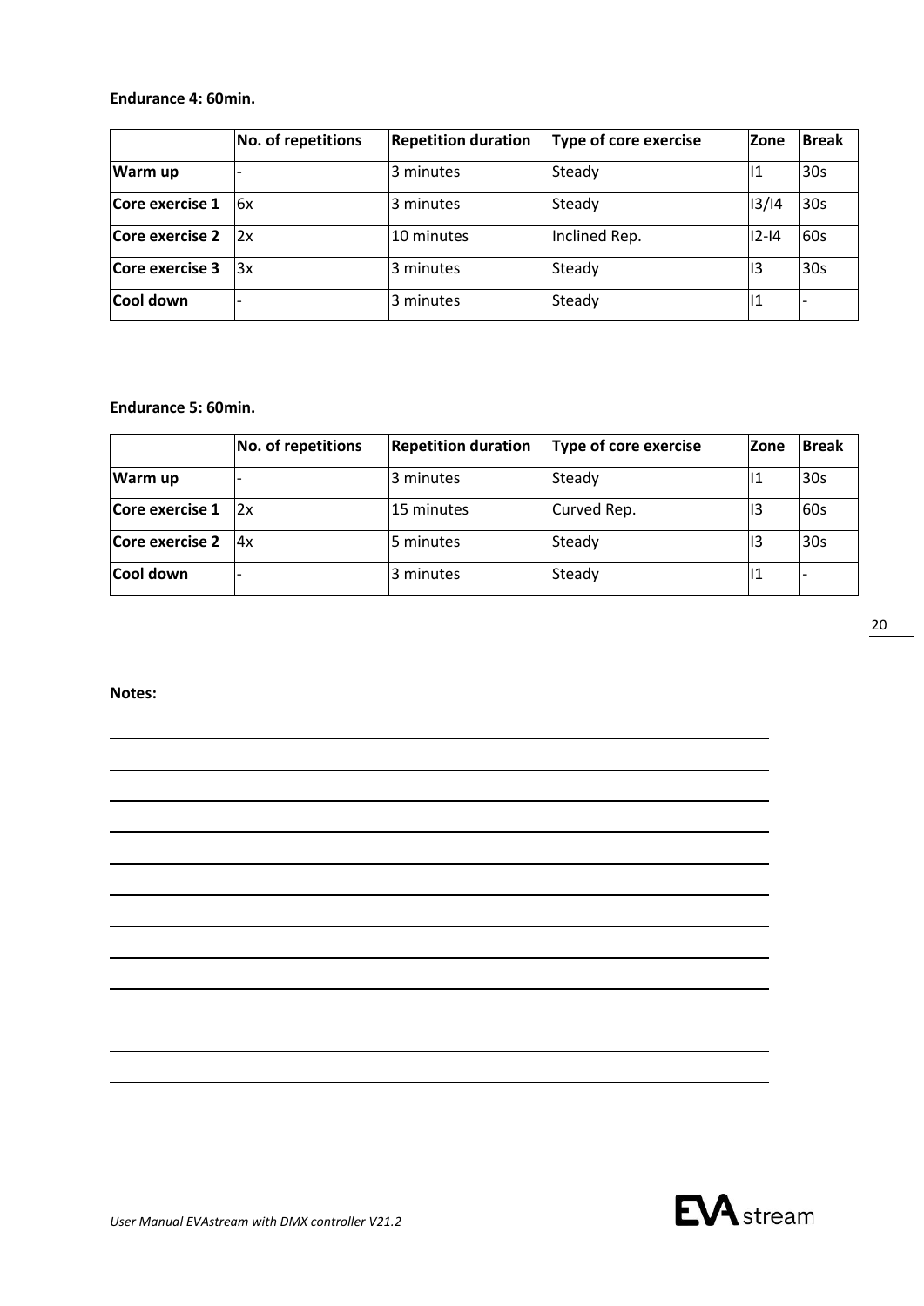**Endurance 4: 60min.**

| | No. of repetitions | Repetition duration | Type of core exercise | Zone | Break |
|---|---|---|---|---|---|
| **Warm up** | - | 3 minutes | Steady | I1 | 30s |
| **Core exercise 1** | 6x | 3 minutes | Steady | I3/I4 | 30s |
| **Core exercise 2** | 2x | 10 minutes | Inclined Rep. | I2-I4 | 60s |
| **Core exercise 3** | 3x | 3 minutes | Steady | I3 | 30s |
| **Cool down** | - | 3 minutes | Steady | I1 | - |

**Endurance 5: 60min.**

| | No. of repetitions | Repetition duration | Type of core exercise | Zone | Break |
|---|---|---|---|---|---|
| **Warm up** | - | 3 minutes | Steady | I1 | 30s |
| **Core exercise 1** | 2x | 15 minutes | Curved Rep. | I3 | 60s |
| **Core exercise 2** | 4x | 5 minutes | Steady | I3 | 30s |
| **Cool down** | - | 3 minutes | Steady | I1 | - |

**Notes:**